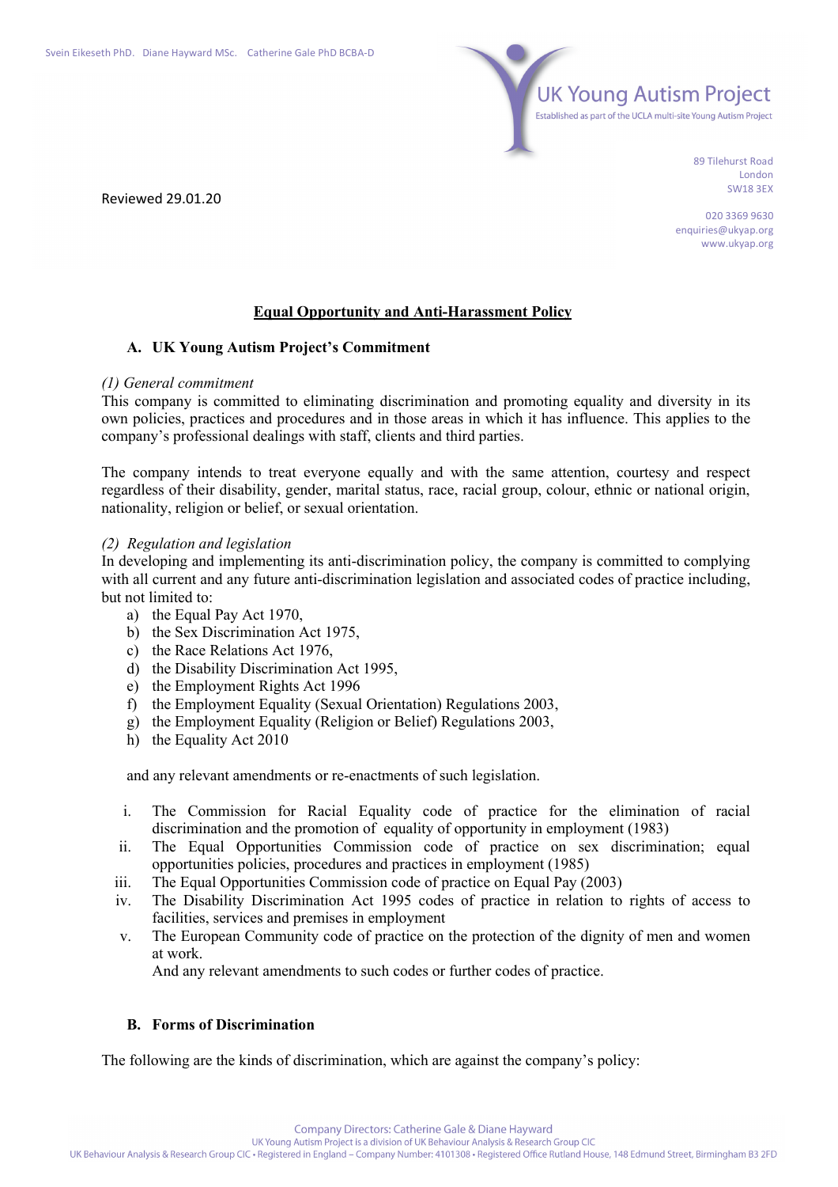Svein Eikeseth PhD. Diane Hayward MSc. Catherine Gale PhD BCBA-D

UK Young Autism Project
Established as part of the UCLA multi-site Young Autism Project

89 Tilehurst Road
London
SW18 3EX

020 3369 9630
enquiries@ukyap.org
www.ukyap.org

Reviewed 29.01.20

# Equal Opportunity and Anti-Harassment Policy

## A. UK Young Autism Project's Commitment

*(1) General commitment*

This company is committed to eliminating discrimination and promoting equality and diversity in its own policies, practices and procedures and in those areas in which it has influence. This applies to the company's professional dealings with staff, clients and third parties.

The company intends to treat everyone equally and with the same attention, courtesy and respect regardless of their disability, gender, marital status, race, racial group, colour, ethnic or national origin, nationality, religion or belief, or sexual orientation.

*(2) Regulation and legislation*

In developing and implementing its anti-discrimination policy, the company is committed to complying with all current and any future anti-discrimination legislation and associated codes of practice including, but not limited to:

a) the Equal Pay Act 1970,
b) the Sex Discrimination Act 1975,
c) the Race Relations Act 1976,
d) the Disability Discrimination Act 1995,
e) the Employment Rights Act 1996
f) the Employment Equality (Sexual Orientation) Regulations 2003,
g) the Employment Equality (Religion or Belief) Regulations 2003,
h) the Equality Act 2010

and any relevant amendments or re-enactments of such legislation.

i. The Commission for Racial Equality code of practice for the elimination of racial discrimination and the promotion of equality of opportunity in employment (1983)
ii. The Equal Opportunities Commission code of practice on sex discrimination; equal opportunities policies, procedures and practices in employment (1985)
iii. The Equal Opportunities Commission code of practice on Equal Pay (2003)
iv. The Disability Discrimination Act 1995 codes of practice in relation to rights of access to facilities, services and premises in employment
v. The European Community code of practice on the protection of the dignity of men and women at work.
And any relevant amendments to such codes or further codes of practice.

## B. Forms of Discrimination

The following are the kinds of discrimination, which are against the company's policy:

Company Directors: Catherine Gale & Diane Hayward
UK Young Autism Project is a division of UK Behaviour Analysis & Research Group CIC
UK Behaviour Analysis & Research Group CIC • Registered in England – Company Number: 4101308 • Registered Office Rutland House, 148 Edmund Street, Birmingham B3 2FD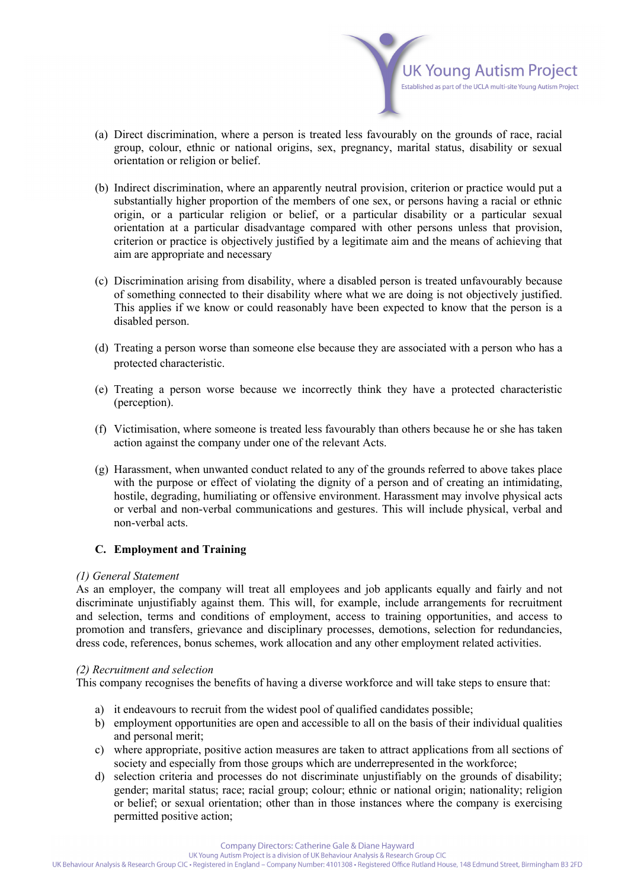(a) Direct discrimination, where a person is treated less favourably on the grounds of race, racial group, colour, ethnic or national origins, sex, pregnancy, marital status, disability or sexual orientation or religion or belief.

(b) Indirect discrimination, where an apparently neutral provision, criterion or practice would put a substantially higher proportion of the members of one sex, or persons having a racial or ethnic origin, or a particular religion or belief, or a particular disability or a particular sexual orientation at a particular disadvantage compared with other persons unless that provision, criterion or practice is objectively justified by a legitimate aim and the means of achieving that aim are appropriate and necessary

(c) Discrimination arising from disability, where a disabled person is treated unfavourably because of something connected to their disability where what we are doing is not objectively justified. This applies if we know or could reasonably have been expected to know that the person is a disabled person.

(d) Treating a person worse than someone else because they are associated with a person who has a protected characteristic.

(e) Treating a person worse because we incorrectly think they have a protected characteristic (perception).

(f) Victimisation, where someone is treated less favourably than others because he or she has taken action against the company under one of the relevant Acts.

(g) Harassment, when unwanted conduct related to any of the grounds referred to above takes place with the purpose or effect of violating the dignity of a person and of creating an intimidating, hostile, degrading, humiliating or offensive environment. Harassment may involve physical acts or verbal and non-verbal communications and gestures. This will include physical, verbal and non-verbal acts.

## C. Employment and Training

*(1) General Statement*

As an employer, the company will treat all employees and job applicants equally and fairly and not discriminate unjustifiably against them. This will, for example, include arrangements for recruitment and selection, terms and conditions of employment, access to training opportunities, and access to promotion and transfers, grievance and disciplinary processes, demotions, selection for redundancies, dress code, references, bonus schemes, work allocation and any other employment related activities.

*(2) Recruitment and selection*

This company recognises the benefits of having a diverse workforce and will take steps to ensure that:

a) it endeavours to recruit from the widest pool of qualified candidates possible;
b) employment opportunities are open and accessible to all on the basis of their individual qualities and personal merit;
c) where appropriate, positive action measures are taken to attract applications from all sections of society and especially from those groups which are underrepresented in the workforce;
d) selection criteria and processes do not discriminate unjustifiably on the grounds of disability; gender; marital status; race; racial group; colour; ethnic or national origin; nationality; religion or belief; or sexual orientation; other than in those instances where the company is exercising permitted positive action;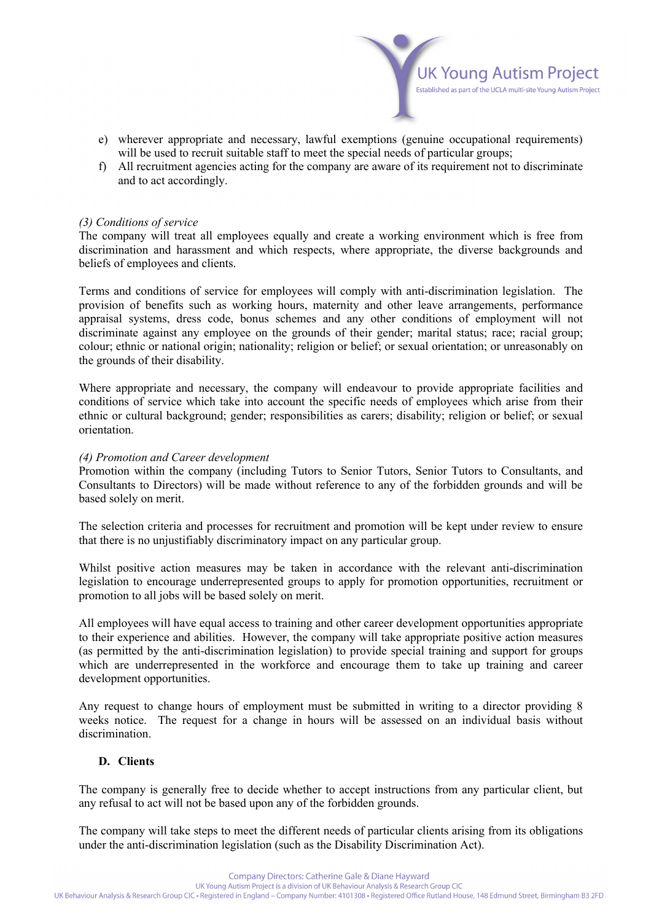e) wherever appropriate and necessary, lawful exemptions (genuine occupational requirements) will be used to recruit suitable staff to meet the special needs of particular groups;
f) All recruitment agencies acting for the company are aware of its requirement not to discriminate and to act accordingly.

*(3) Conditions of service*

The company will treat all employees equally and create a working environment which is free from discrimination and harassment and which respects, where appropriate, the diverse backgrounds and beliefs of employees and clients.

Terms and conditions of service for employees will comply with anti-discrimination legislation. The provision of benefits such as working hours, maternity and other leave arrangements, performance appraisal systems, dress code, bonus schemes and any other conditions of employment will not discriminate against any employee on the grounds of their gender; marital status; race; racial group; colour; ethnic or national origin; nationality; religion or belief; or sexual orientation; or unreasonably on the grounds of their disability.

Where appropriate and necessary, the company will endeavour to provide appropriate facilities and conditions of service which take into account the specific needs of employees which arise from their ethnic or cultural background; gender; responsibilities as carers; disability; religion or belief; or sexual orientation.

*(4) Promotion and Career development*

Promotion within the company (including Tutors to Senior Tutors, Senior Tutors to Consultants, and Consultants to Directors) will be made without reference to any of the forbidden grounds and will be based solely on merit.

The selection criteria and processes for recruitment and promotion will be kept under review to ensure that there is no unjustifiably discriminatory impact on any particular group.

Whilst positive action measures may be taken in accordance with the relevant anti-discrimination legislation to encourage underrepresented groups to apply for promotion opportunities, recruitment or promotion to all jobs will be based solely on merit.

All employees will have equal access to training and other career development opportunities appropriate to their experience and abilities. However, the company will take appropriate positive action measures (as permitted by the anti-discrimination legislation) to provide special training and support for groups which are underrepresented in the workforce and encourage them to take up training and career development opportunities.

Any request to change hours of employment must be submitted in writing to a director providing 8 weeks notice. The request for a change in hours will be assessed on an individual basis without discrimination.

**D. Clients**

The company is generally free to decide whether to accept instructions from any particular client, but any refusal to act will not be based upon any of the forbidden grounds.

The company will take steps to meet the different needs of particular clients arising from its obligations under the anti-discrimination legislation (such as the Disability Discrimination Act).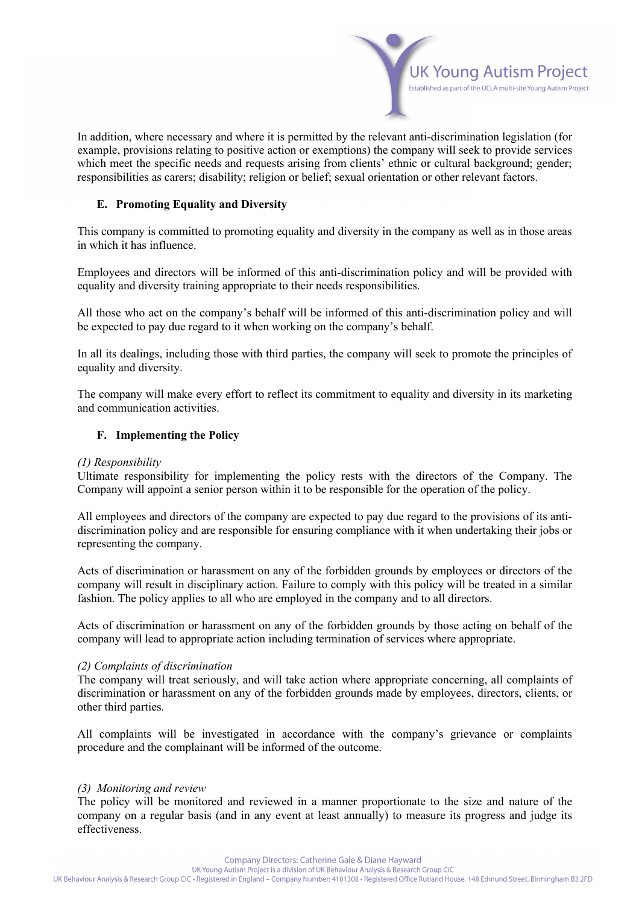In addition, where necessary and where it is permitted by the relevant anti-discrimination legislation (for example, provisions relating to positive action or exemptions) the company will seek to provide services which meet the specific needs and requests arising from clients' ethnic or cultural background; gender; responsibilities as carers; disability; religion or belief; sexual orientation or other relevant factors.

### E. Promoting Equality and Diversity

This company is committed to promoting equality and diversity in the company as well as in those areas in which it has influence.

Employees and directors will be informed of this anti-discrimination policy and will be provided with equality and diversity training appropriate to their needs responsibilities.

All those who act on the company's behalf will be informed of this anti-discrimination policy and will be expected to pay due regard to it when working on the company's behalf.

In all its dealings, including those with third parties, the company will seek to promote the principles of equality and diversity.

The company will make every effort to reflect its commitment to equality and diversity in its marketing and communication activities.

### F. Implementing the Policy

*(1) Responsibility*
Ultimate responsibility for implementing the policy rests with the directors of the Company. The Company will appoint a senior person within it to be responsible for the operation of the policy.

All employees and directors of the company are expected to pay due regard to the provisions of its anti-discrimination policy and are responsible for ensuring compliance with it when undertaking their jobs or representing the company.

Acts of discrimination or harassment on any of the forbidden grounds by employees or directors of the company will result in disciplinary action. Failure to comply with this policy will be treated in a similar fashion. The policy applies to all who are employed in the company and to all directors.

Acts of discrimination or harassment on any of the forbidden grounds by those acting on behalf of the company will lead to appropriate action including termination of services where appropriate.

*(2) Complaints of discrimination*
The company will treat seriously, and will take action where appropriate concerning, all complaints of discrimination or harassment on any of the forbidden grounds made by employees, directors, clients, or other third parties.

All complaints will be investigated in accordance with the company's grievance or complaints procedure and the complainant will be informed of the outcome.

*(3) Monitoring and review*
The policy will be monitored and reviewed in a manner proportionate to the size and nature of the company on a regular basis (and in any event at least annually) to measure its progress and judge its effectiveness.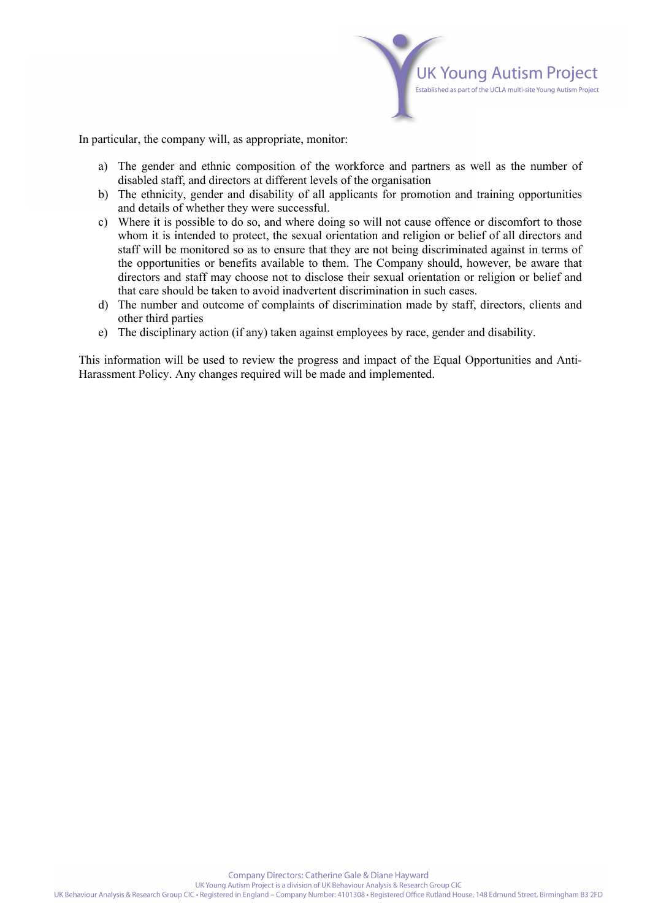In particular, the company will, as appropriate, monitor:

a) The gender and ethnic composition of the workforce and partners as well as the number of disabled staff, and directors at different levels of the organisation
b) The ethnicity, gender and disability of all applicants for promotion and training opportunities and details of whether they were successful.
c) Where it is possible to do so, and where doing so will not cause offence or discomfort to those whom it is intended to protect, the sexual orientation and religion or belief of all directors and staff will be monitored so as to ensure that they are not being discriminated against in terms of the opportunities or benefits available to them. The Company should, however, be aware that directors and staff may choose not to disclose their sexual orientation or religion or belief and that care should be taken to avoid inadvertent discrimination in such cases.
d) The number and outcome of complaints of discrimination made by staff, directors, clients and other third parties
e) The disciplinary action (if any) taken against employees by race, gender and disability.

This information will be used to review the progress and impact of the Equal Opportunities and Anti-Harassment Policy. Any changes required will be made and implemented.